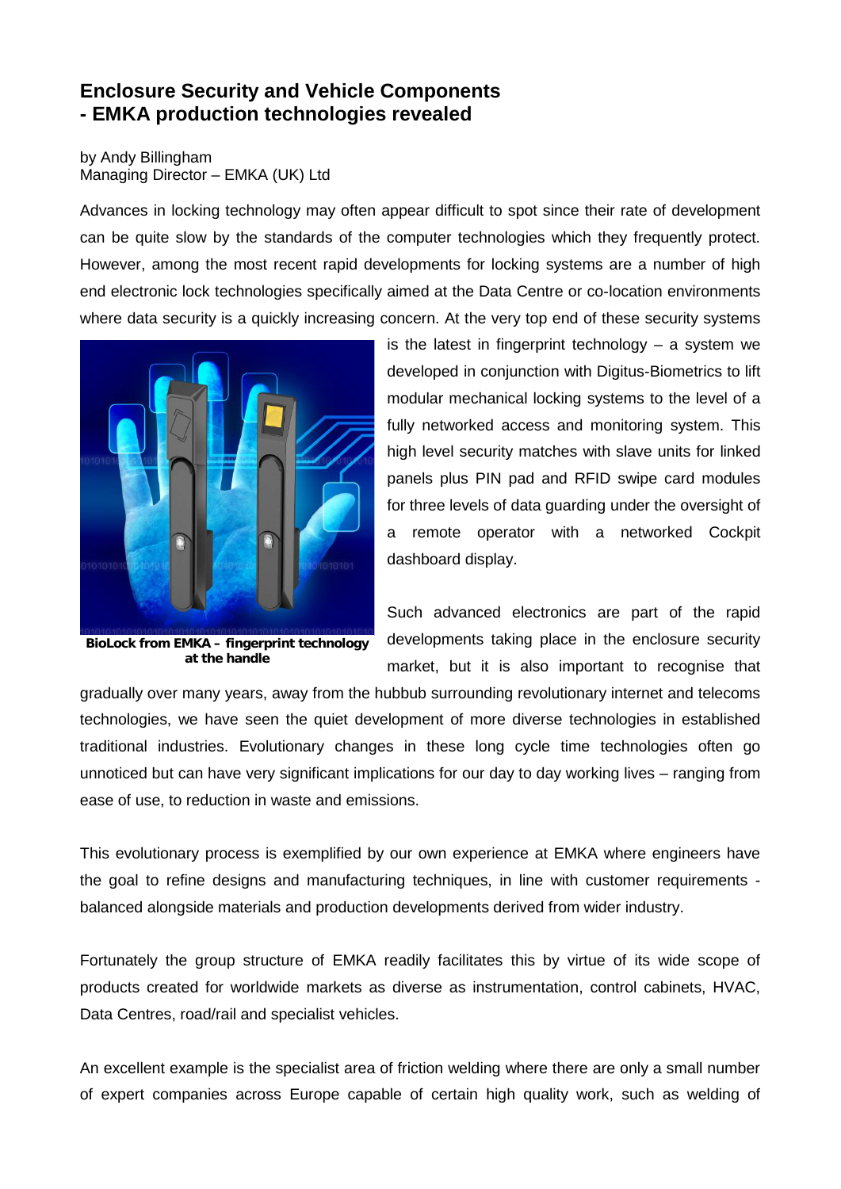# Enclosure Security and Vehicle Components - EMKA production technologies revealed

by Andy Billingham
Managing Director – EMKA (UK) Ltd

Advances in locking technology may often appear difficult to spot since their rate of development can be quite slow by the standards of the computer technologies which they frequently protect. However, among the most recent rapid developments for locking systems are a number of high end electronic lock technologies specifically aimed at the Data Centre or co-location environments where data security is a quickly increasing concern. At the very top end of these security systems is the latest in fingerprint technology – a system we developed in conjunction with Digitus-Biometrics to lift modular mechanical locking systems to the level of a fully networked access and monitoring system. This high level security matches with slave units for linked panels plus PIN pad and RFID swipe card modules for three levels of data guarding under the oversight of a remote operator with a networked Cockpit dashboard display.

**BioLock from EMKA – fingerprint technology at the handle**

Such advanced electronics are part of the rapid developments taking place in the enclosure security market, but it is also important to recognise that gradually over many years, away from the hubbub surrounding revolutionary internet and telecoms technologies, we have seen the quiet development of more diverse technologies in established traditional industries. Evolutionary changes in these long cycle time technologies often go unnoticed but can have very significant implications for our day to day working lives – ranging from ease of use, to reduction in waste and emissions.

This evolutionary process is exemplified by our own experience at EMKA where engineers have the goal to refine designs and manufacturing techniques, in line with customer requirements - balanced alongside materials and production developments derived from wider industry.

Fortunately the group structure of EMKA readily facilitates this by virtue of its wide scope of products created for worldwide markets as diverse as instrumentation, control cabinets, HVAC, Data Centres, road/rail and specialist vehicles.

An excellent example is the specialist area of friction welding where there are only a small number of expert companies across Europe capable of certain high quality work, such as welding of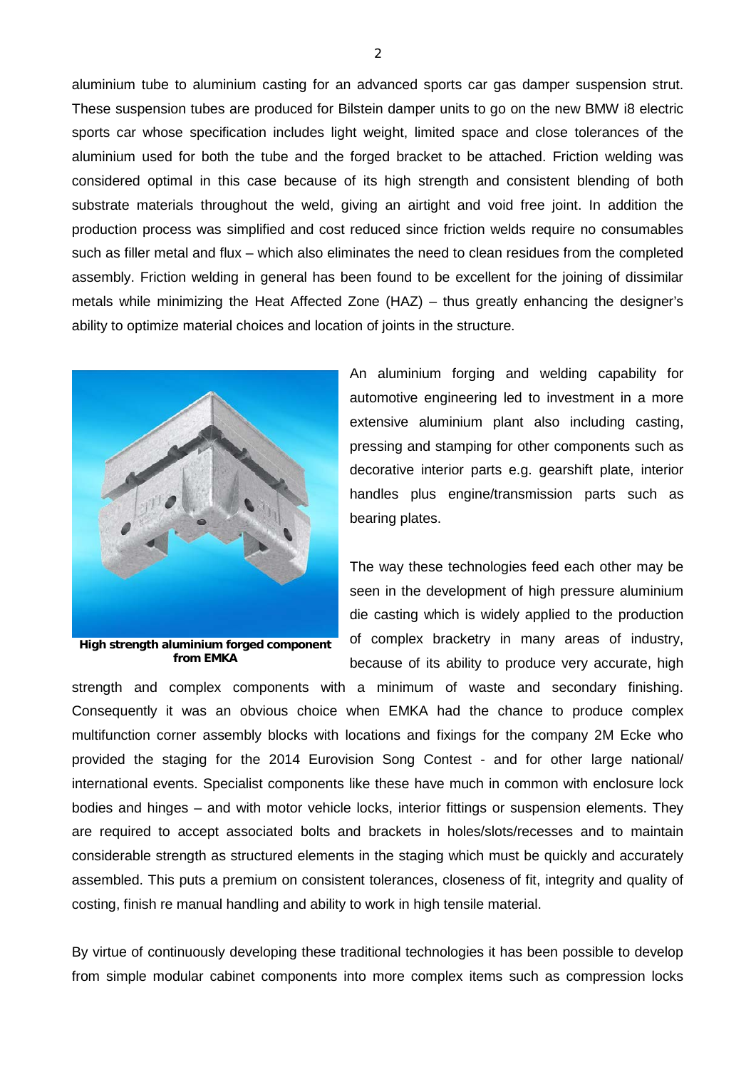aluminium tube to aluminium casting for an advanced sports car gas damper suspension strut. These suspension tubes are produced for Bilstein damper units to go on the new BMW i8 electric sports car whose specification includes light weight, limited space and close tolerances of the aluminium used for both the tube and the forged bracket to be attached. Friction welding was considered optimal in this case because of its high strength and consistent blending of both substrate materials throughout the weld, giving an airtight and void free joint. In addition the production process was simplified and cost reduced since friction welds require no consumables such as filler metal and flux – which also eliminates the need to clean residues from the completed assembly. Friction welding in general has been found to be excellent for the joining of dissimilar metals while minimizing the Heat Affected Zone (HAZ) – thus greatly enhancing the designer's ability to optimize material choices and location of joints in the structure.

**High strength aluminium forged component from EMKA**

An aluminium forging and welding capability for automotive engineering led to investment in a more extensive aluminium plant also including casting, pressing and stamping for other components such as decorative interior parts e.g. gearshift plate, interior handles plus engine/transmission parts such as bearing plates.

The way these technologies feed each other may be seen in the development of high pressure aluminium die casting which is widely applied to the production of complex brackety in many areas of industry, because of its ability to produce very accurate, high strength and complex components with a minimum of waste and secondary finishing. Consequently it was an obvious choice when EMKA had the chance to produce complex multifunction corner assembly blocks with locations and fixings for the company 2M Ecke who provided the staging for the 2014 Eurovision Song Contest - and for other large national/ international events. Specialist components like these have much in common with enclosure lock bodies and hinges – and with motor vehicle locks, interior fittings or suspension elements. They are required to accept associated bolts and brackets in holes/slots/recesses and to maintain considerable strength as structured elements in the staging which must be quickly and accurately assembled. This puts a premium on consistent tolerances, closeness of fit, integrity and quality of costing, finish re manual handling and ability to work in high tensile material.

By virtue of continuously developing these traditional technologies it has been possible to develop from simple modular cabinet components into more complex items such as compression locks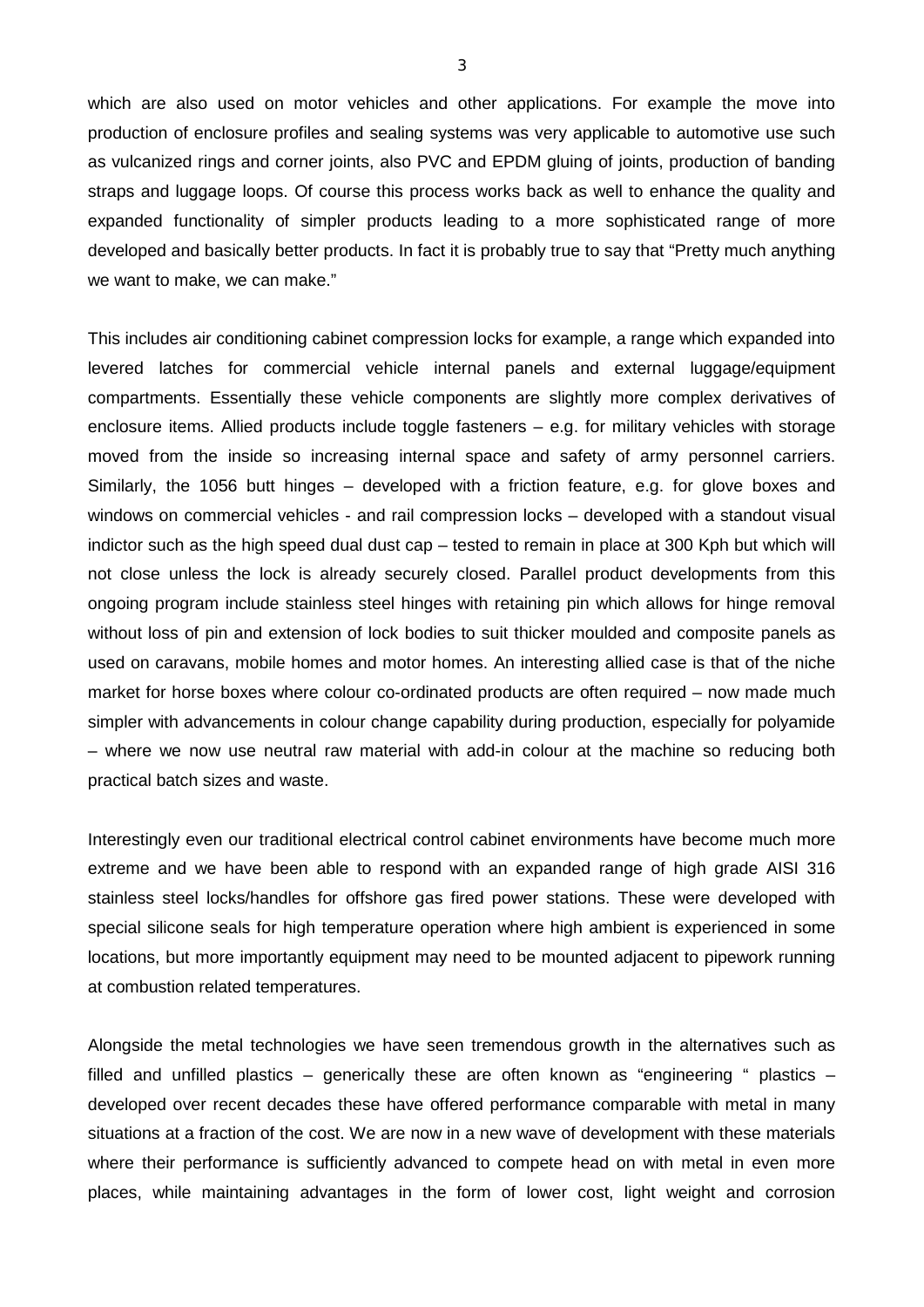which are also used on motor vehicles and other applications. For example the move into production of enclosure profiles and sealing systems was very applicable to automotive use such as vulcanized rings and corner joints, also PVC and EPDM gluing of joints, production of banding straps and luggage loops. Of course this process works back as well to enhance the quality and expanded functionality of simpler products leading to a more sophisticated range of more developed and basically better products. In fact it is probably true to say that "Pretty much anything we want to make, we can make."

This includes air conditioning cabinet compression locks for example, a range which expanded into levered latches for commercial vehicle internal panels and external luggage/equipment compartments. Essentially these vehicle components are slightly more complex derivatives of enclosure items. Allied products include toggle fasteners – e.g. for military vehicles with storage moved from the inside so increasing internal space and safety of army personnel carriers. Similarly, the 1056 butt hinges – developed with a friction feature, e.g. for glove boxes and windows on commercial vehicles - and rail compression locks – developed with a standout visual indictor such as the high speed dual dust cap – tested to remain in place at 300 Kph but which will not close unless the lock is already securely closed. Parallel product developments from this ongoing program include stainless steel hinges with retaining pin which allows for hinge removal without loss of pin and extension of lock bodies to suit thicker moulded and composite panels as used on caravans, mobile homes and motor homes. An interesting allied case is that of the niche market for horse boxes where colour co-ordinated products are often required – now made much simpler with advancements in colour change capability during production, especially for polyamide – where we now use neutral raw material with add-in colour at the machine so reducing both practical batch sizes and waste.

Interestingly even our traditional electrical control cabinet environments have become much more extreme and we have been able to respond with an expanded range of high grade AISI 316 stainless steel locks/handles for offshore gas fired power stations. These were developed with special silicone seals for high temperature operation where high ambient is experienced in some locations, but more importantly equipment may need to be mounted adjacent to pipework running at combustion related temperatures.

Alongside the metal technologies we have seen tremendous growth in the alternatives such as filled and unfilled plastics – generically these are often known as "engineering " plastics – developed over recent decades these have offered performance comparable with metal in many situations at a fraction of the cost. We are now in a new wave of development with these materials where their performance is sufficiently advanced to compete head on with metal in even more places, while maintaining advantages in the form of lower cost, light weight and corrosion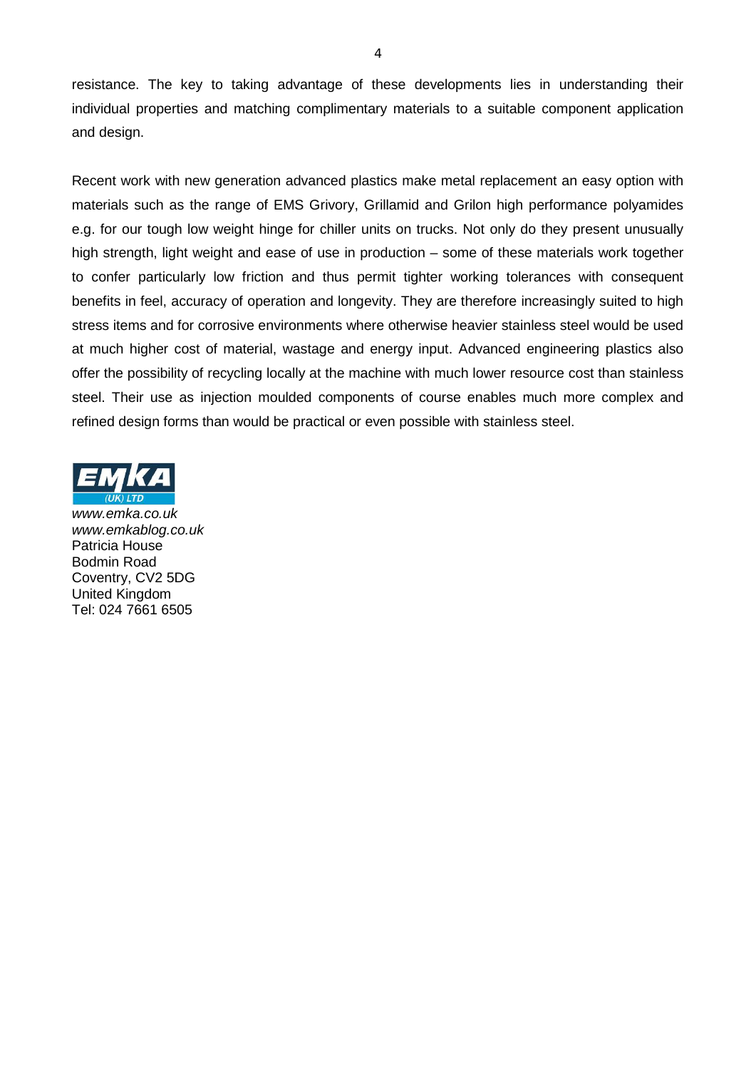resistance. The key to taking advantage of these developments lies in understanding their individual properties and matching complimentary materials to a suitable component application and design.

Recent work with new generation advanced plastics make metal replacement an easy option with materials such as the range of EMS Grivory, Grillamid and Grilon high performance polyamides e.g. for our tough low weight hinge for chiller units on trucks. Not only do they present unusually high strength, light weight and ease of use in production – some of these materials work together to confer particularly low friction and thus permit tighter working tolerances with consequent benefits in feel, accuracy of operation and longevity. They are therefore increasingly suited to high stress items and for corrosive environments where otherwise heavier stainless steel would be used at much higher cost of material, wastage and energy input. Advanced engineering plastics also offer the possibility of recycling locally at the machine with much lower resource cost than stainless steel. Their use as injection moulded components of course enables much more complex and refined design forms than would be practical or even possible with stainless steel.

EMKA (UK) LTD

*www.emka.co.uk*
*www.emkablog.co.uk*
Patricia House
Bodmin Road
Coventry, CV2 5DG
United Kingdom
Tel: 024 7661 6505